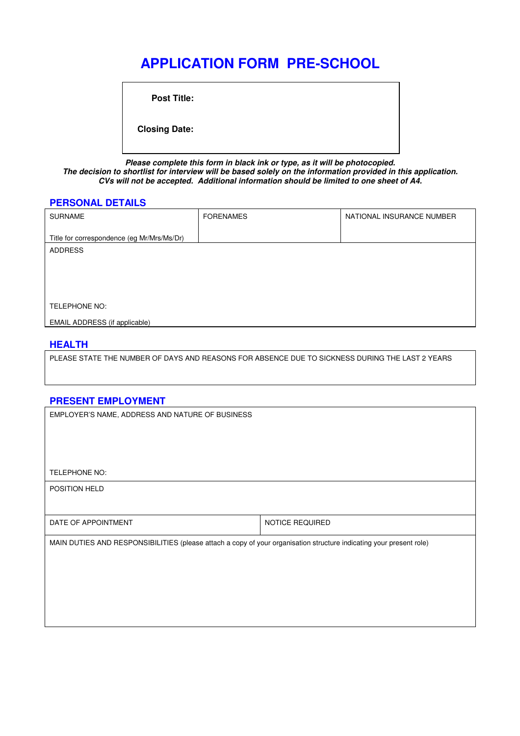# APPLICATION FORM PRE-SCHOOL

| **Post Title:** |
| --- |
| **Closing Date:** |

***Please complete this form in black ink or type, as it will be photocopied.***
***The decision to shortlist for interview will be based solely on the information provided in this application.***
***CVs will not be accepted. Additional information should be limited to one sheet of A4.***

## PERSONAL DETAILS

| SURNAME<br><br>Title for correspondence (eg Mr/Mrs/Ms/Dr) | FORENAMES | NATIONAL INSURANCE NUMBER |
| --- | --- | --- |
| ADDRESS<br><br><br><br>TELEPHONE NO:<br><br>EMAIL ADDRESS (if applicable) | | |

## HEALTH

| PLEASE STATE THE NUMBER OF DAYS AND REASONS FOR ABSENCE DUE TO SICKNESS DURING THE LAST 2 YEARS |
| --- |
| |

## PRESENT EMPLOYMENT

| EMPLOYER'S NAME, ADDRESS AND NATURE OF BUSINESS<br><br><br><br>TELEPHONE NO: | |
| --- | --- |
| POSITION HELD | |
| DATE OF APPOINTMENT | NOTICE REQUIRED |
| MAIN DUTIES AND RESPONSIBILITIES (please attach a copy of your organisation structure indicating your present role) | |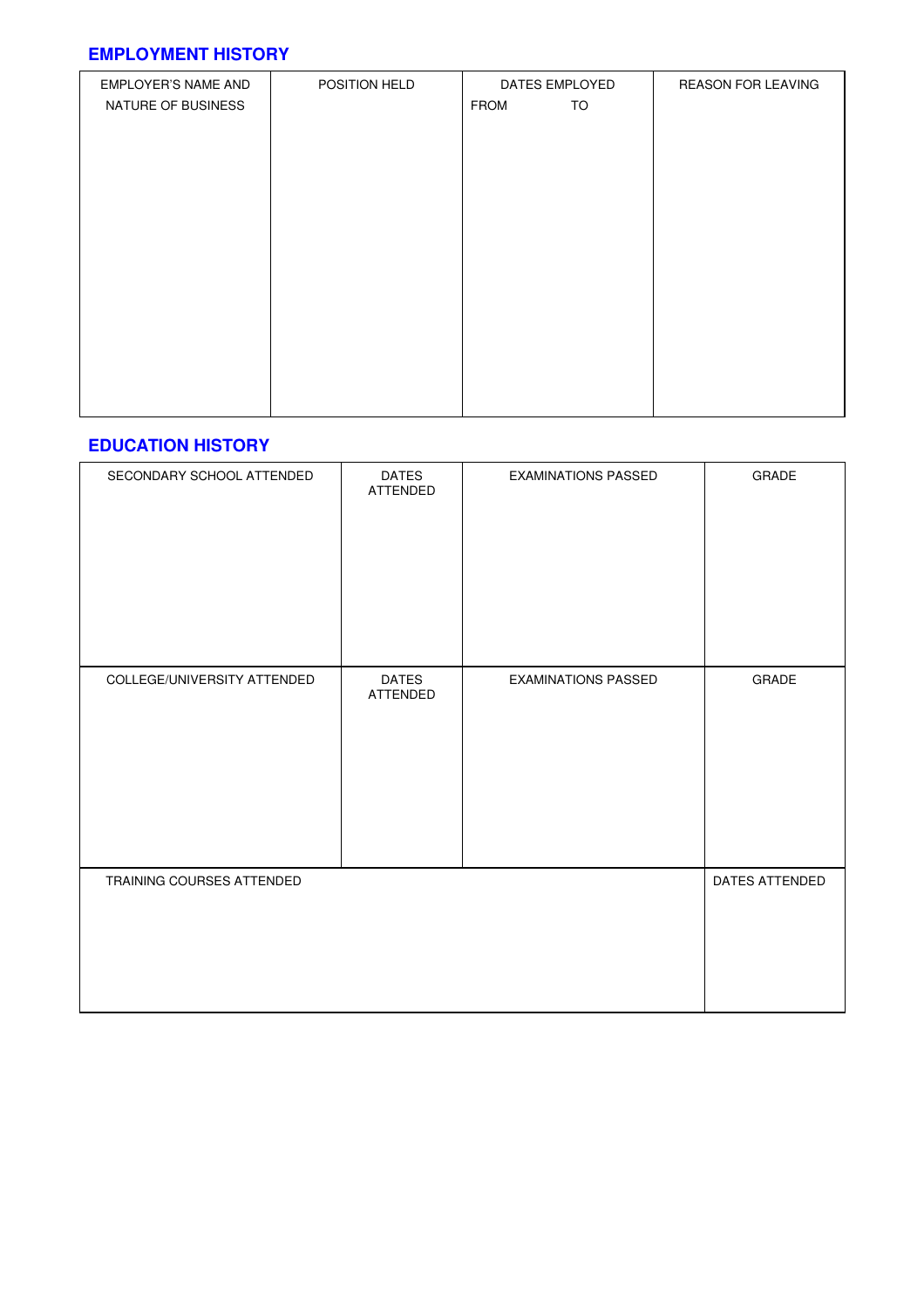## EMPLOYMENT HISTORY

| EMPLOYER'S NAME AND NATURE OF BUSINESS | POSITION HELD | DATES EMPLOYED | | REASON FOR LEAVING |
|---|---|---|---|---|
| | | FROM | TO | |
| | | | | |

## EDUCATION HISTORY

| SECONDARY SCHOOL ATTENDED | DATES ATTENDED | EXAMINATIONS PASSED | GRADE |
|---|---|---|---|
| | | | |
| COLLEGE/UNIVERSITY ATTENDED | DATES ATTENDED | EXAMINATIONS PASSED | GRADE |
| | | | |

| TRAINING COURSES ATTENDED | DATES ATTENDED |
|---|---|
| | |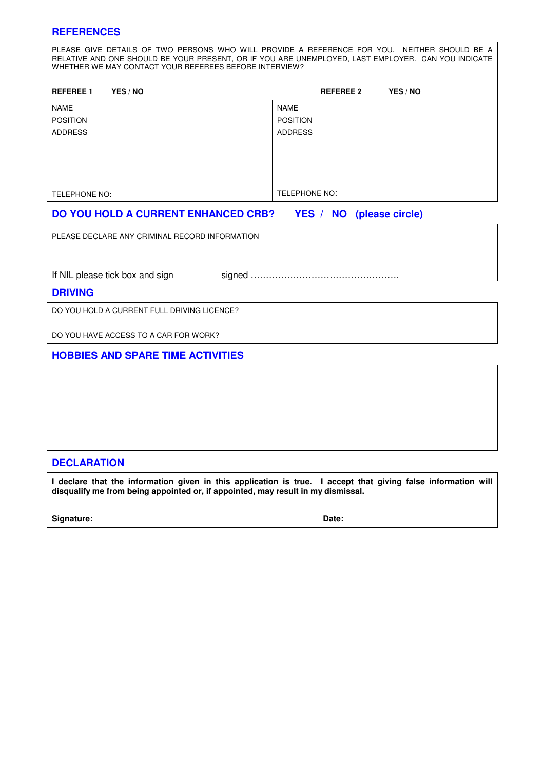## REFERENCES

PLEASE GIVE DETAILS OF TWO PERSONS WHO WILL PROVIDE A REFERENCE FOR YOU. NEITHER SHOULD BE A RELATIVE AND ONE SHOULD BE YOUR PRESENT, OR IF YOU ARE UNEMPLOYED, LAST EMPLOYER. CAN YOU INDICATE WHETHER WE MAY CONTACT YOUR REFEREES BEFORE INTERVIEW?

| **REFEREE 1 YES / NO** | **REFEREE 2 YES / NO** |
|---|---|
| NAME<br>POSITION<br>ADDRESS<br><br><br><br><br>TELEPHONE NO: | NAME<br>POSITION<br>ADDRESS<br><br><br><br><br>TELEPHONE NO: |

## DO YOU HOLD A CURRENT ENHANCED CRB? YES / NO (please circle)

PLEASE DECLARE ANY CRIMINAL RECORD INFORMATION

If NIL please tick box and sign signed ………………………………………….

## DRIVING

DO YOU HOLD A CURRENT FULL DRIVING LICENCE?

DO YOU HAVE ACCESS TO A CAR FOR WORK?

## HOBBIES AND SPARE TIME ACTIVITIES

## DECLARATION

**I declare that the information given in this application is true. I accept that giving false information will disqualify me from being appointed or, if appointed, may result in my dismissal.**

**Signature:** **Date:**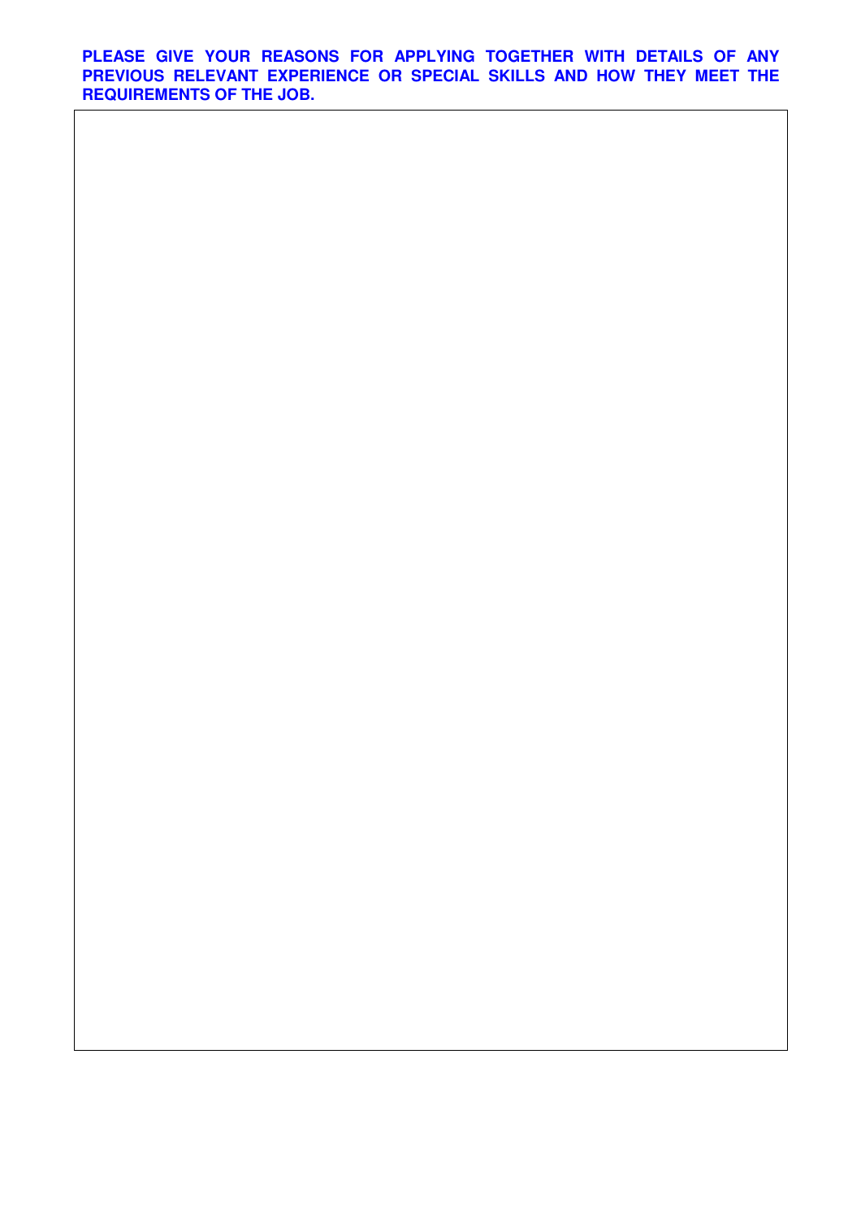**PLEASE GIVE YOUR REASONS FOR APPLYING TOGETHER WITH DETAILS OF ANY PREVIOUS RELEVANT EXPERIENCE OR SPECIAL SKILLS AND HOW THEY MEET THE REQUIREMENTS OF THE JOB.**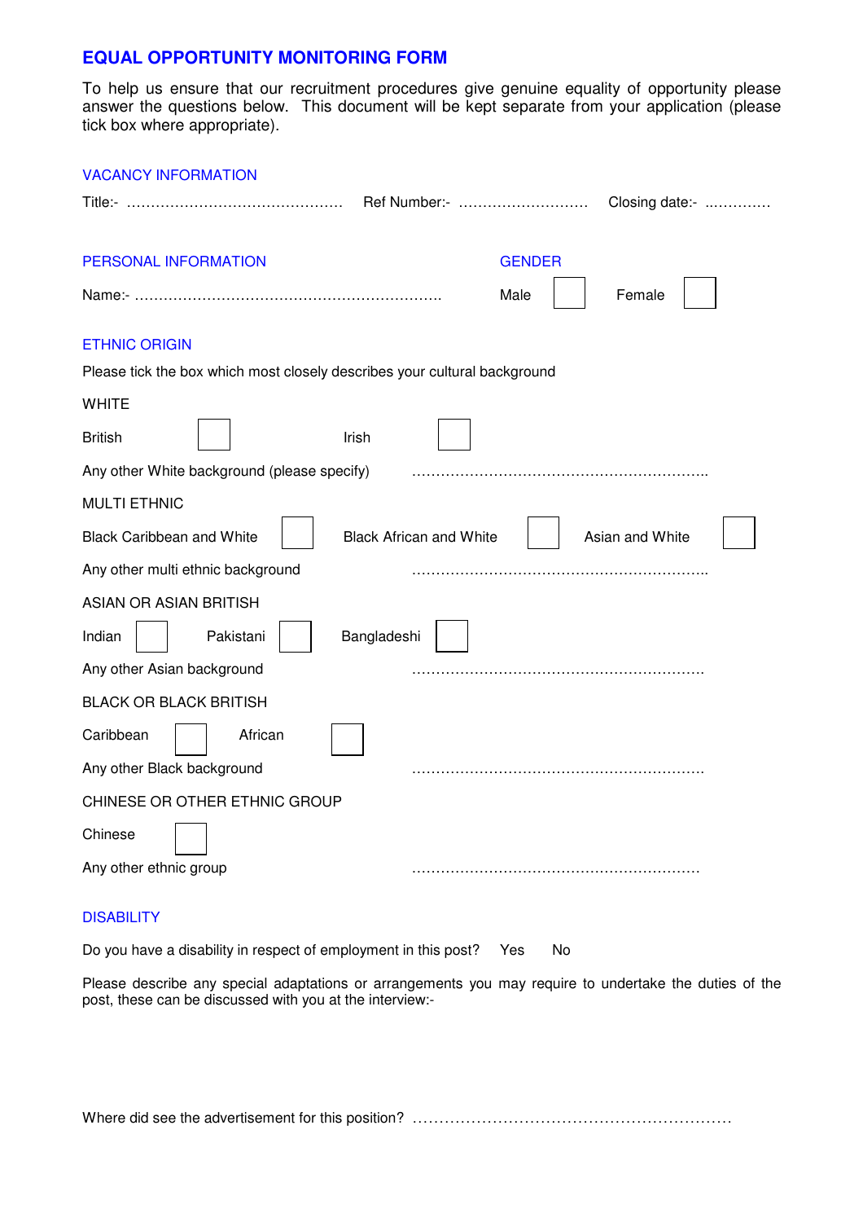# EQUAL OPPORTUNITY MONITORING FORM

To help us ensure that our recruitment procedures give genuine equality of opportunity please answer the questions below. This document will be kept separate from your application (please tick box where appropriate).

## VACANCY INFORMATION

Title:- ………………………………………… Ref Number:- ……………………… Closing date:- ………….

## PERSONAL INFORMATION

Name:- ………………………………………………………

## GENDER

Male ☐ Female ☐

## ETHNIC ORIGIN

Please tick the box which most closely describes your cultural background

WHITE

British ☐ Irish ☐

Any other White background (please specify) ……………………………………………………..

MULTI ETHNIC

Black Caribbean and White ☐ Black African and White ☐ Asian and White ☐

Any other multi ethnic background ……………………………………………………..

ASIAN OR ASIAN BRITISH

Indian ☐ Pakistani ☐ Bangladeshi ☐

Any other Asian background ……………………………………………………

BLACK OR BLACK BRITISH

Caribbean ☐ African ☐

Any other Black background ……………………………………………………

CHINESE OR OTHER ETHNIC GROUP

Chinese ☐

Any other ethnic group ……………………………………………………

## DISABILITY

Do you have a disability in respect of employment in this post? Yes No

Please describe any special adaptations or arrangements you may require to undertake the duties of the post, these can be discussed with you at the interview:-

Where did see the advertisement for this position? ……………………………………………………